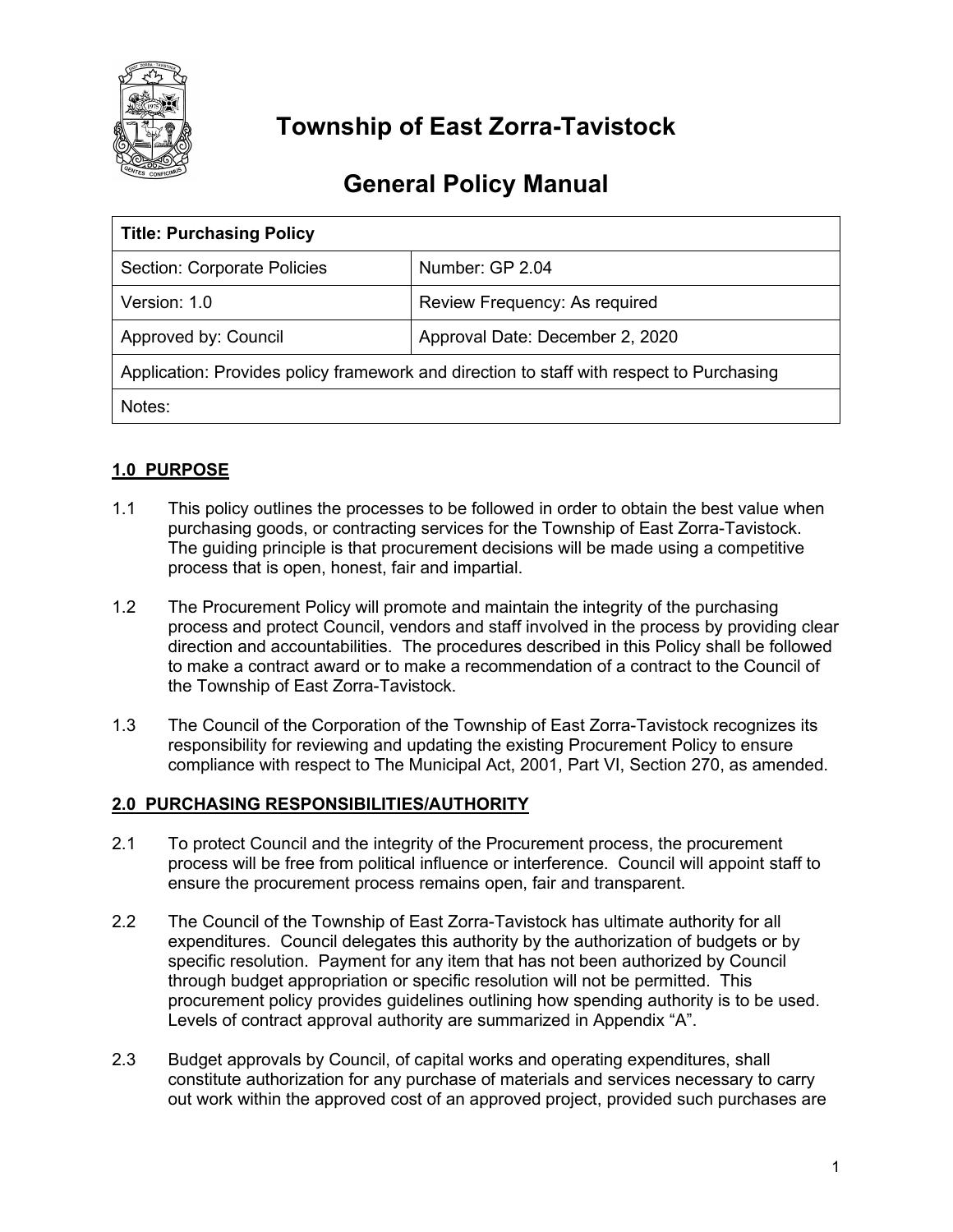# Township of East Zorra-Tavistock

# General Policy Manual

| Title: Purchasing Policy | |
|---|---|
| Section: Corporate Policies | Number: GP 2.04 |
| Version: 1.0 | Review Frequency: As required |
| Approved by: Council | Approval Date: December 2, 2020 |
| Application: Provides policy framework and direction to staff with respect to Purchasing | |
| Notes: | |

## 1.0 PURPOSE

1.1 This policy outlines the processes to be followed in order to obtain the best value when purchasing goods, or contracting services for the Township of East Zorra-Tavistock. The guiding principle is that procurement decisions will be made using a competitive process that is open, honest, fair and impartial.

1.2 The Procurement Policy will promote and maintain the integrity of the purchasing process and protect Council, vendors and staff involved in the process by providing clear direction and accountabilities. The procedures described in this Policy shall be followed to make a contract award or to make a recommendation of a contract to the Council of the Township of East Zorra-Tavistock.

1.3 The Council of the Corporation of the Township of East Zorra-Tavistock recognizes its responsibility for reviewing and updating the existing Procurement Policy to ensure compliance with respect to The Municipal Act, 2001, Part VI, Section 270, as amended.

## 2.0 PURCHASING RESPONSIBILITIES/AUTHORITY

2.1 To protect Council and the integrity of the Procurement process, the procurement process will be free from political influence or interference. Council will appoint staff to ensure the procurement process remains open, fair and transparent.

2.2 The Council of the Township of East Zorra-Tavistock has ultimate authority for all expenditures. Council delegates this authority by the authorization of budgets or by specific resolution. Payment for any item that has not been authorized by Council through budget appropriation or specific resolution will not be permitted. This procurement policy provides guidelines outlining how spending authority is to be used. Levels of contract approval authority are summarized in Appendix "A".

2.3 Budget approvals by Council, of capital works and operating expenditures, shall constitute authorization for any purchase of materials and services necessary to carry out work within the approved cost of an approved project, provided such purchases are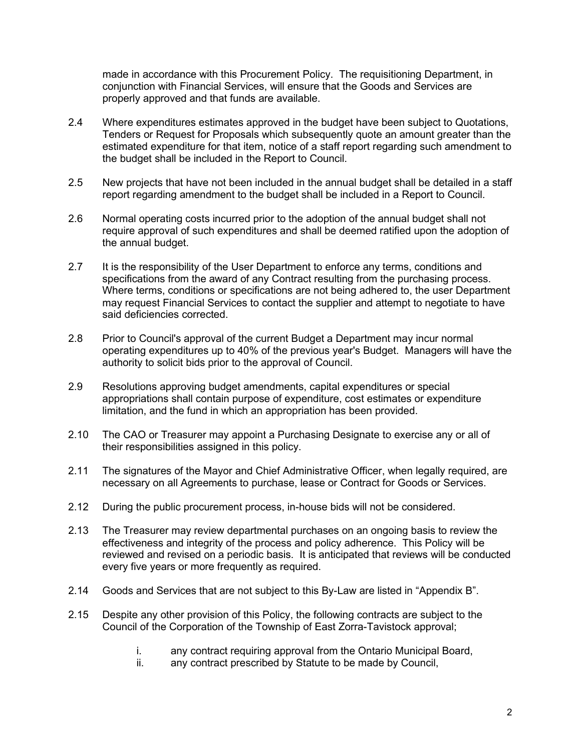made in accordance with this Procurement Policy. The requisitioning Department, in conjunction with Financial Services, will ensure that the Goods and Services are properly approved and that funds are available.

2.4 Where expenditures estimates approved in the budget have been subject to Quotations, Tenders or Request for Proposals which subsequently quote an amount greater than the estimated expenditure for that item, notice of a staff report regarding such amendment to the budget shall be included in the Report to Council.

2.5 New projects that have not been included in the annual budget shall be detailed in a staff report regarding amendment to the budget shall be included in a Report to Council.

2.6 Normal operating costs incurred prior to the adoption of the annual budget shall not require approval of such expenditures and shall be deemed ratified upon the adoption of the annual budget.

2.7 It is the responsibility of the User Department to enforce any terms, conditions and specifications from the award of any Contract resulting from the purchasing process. Where terms, conditions or specifications are not being adhered to, the user Department may request Financial Services to contact the supplier and attempt to negotiate to have said deficiencies corrected.

2.8 Prior to Council's approval of the current Budget a Department may incur normal operating expenditures up to 40% of the previous year's Budget. Managers will have the authority to solicit bids prior to the approval of Council.

2.9 Resolutions approving budget amendments, capital expenditures or special appropriations shall contain purpose of expenditure, cost estimates or expenditure limitation, and the fund in which an appropriation has been provided.

2.10 The CAO or Treasurer may appoint a Purchasing Designate to exercise any or all of their responsibilities assigned in this policy.

2.11 The signatures of the Mayor and Chief Administrative Officer, when legally required, are necessary on all Agreements to purchase, lease or Contract for Goods or Services.

2.12 During the public procurement process, in-house bids will not be considered.

2.13 The Treasurer may review departmental purchases on an ongoing basis to review the effectiveness and integrity of the process and policy adherence. This Policy will be reviewed and revised on a periodic basis. It is anticipated that reviews will be conducted every five years or more frequently as required.

2.14 Goods and Services that are not subject to this By-Law are listed in "Appendix B".

2.15 Despite any other provision of this Policy, the following contracts are subject to the Council of the Corporation of the Township of East Zorra-Tavistock approval;

i. any contract requiring approval from the Ontario Municipal Board,
ii. any contract prescribed by Statute to be made by Council,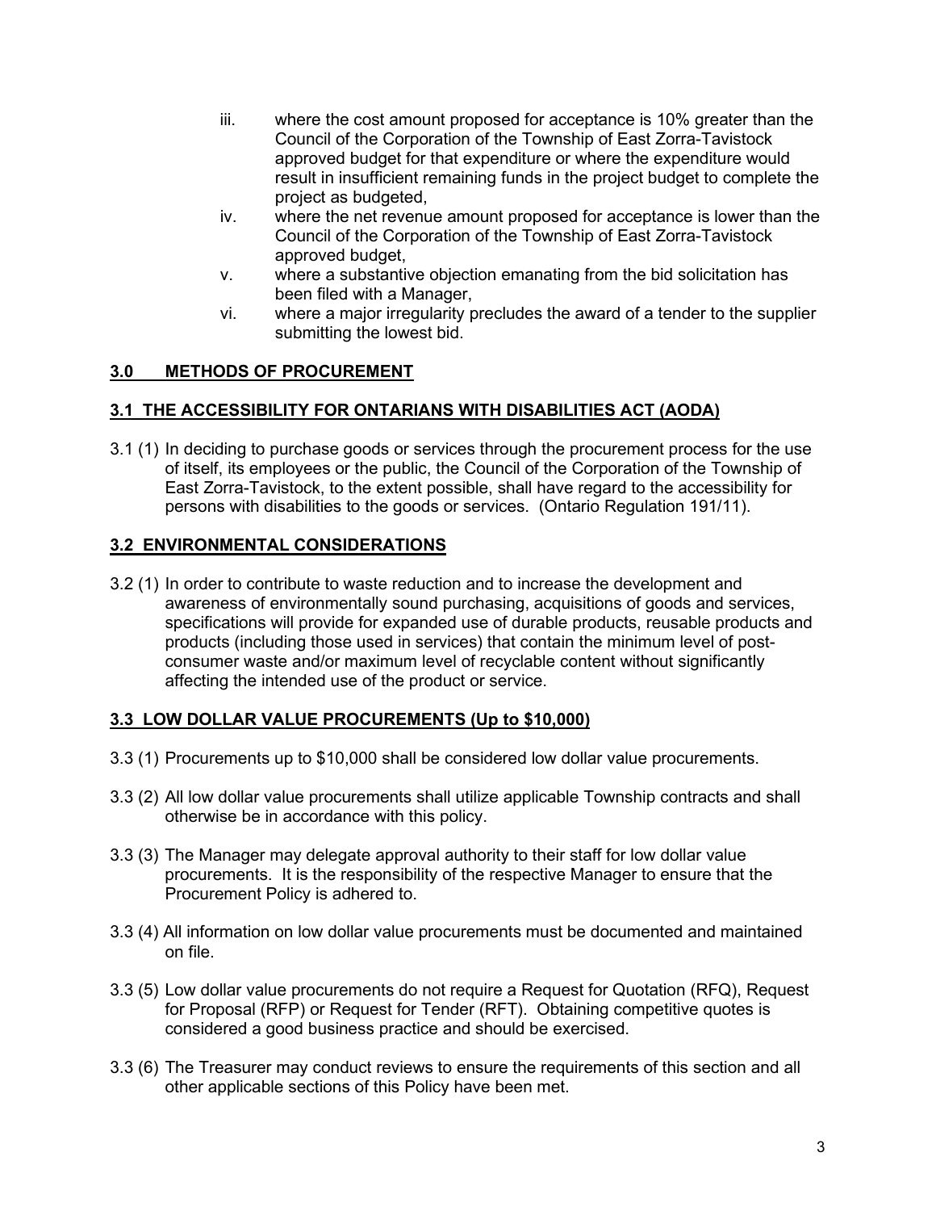iii. where the cost amount proposed for acceptance is 10% greater than the Council of the Corporation of the Township of East Zorra-Tavistock approved budget for that expenditure or where the expenditure would result in insufficient remaining funds in the project budget to complete the project as budgeted,

iv. where the net revenue amount proposed for acceptance is lower than the Council of the Corporation of the Township of East Zorra-Tavistock approved budget,

v. where a substantive objection emanating from the bid solicitation has been filed with a Manager,

vi. where a major irregularity precludes the award of a tender to the supplier submitting the lowest bid.

## **3.0 METHODS OF PROCUREMENT**

### **3.1 THE ACCESSIBILITY FOR ONTARIANS WITH DISABILITIES ACT (AODA)**

3.1 (1) In deciding to purchase goods or services through the procurement process for the use of itself, its employees or the public, the Council of the Corporation of the Township of East Zorra-Tavistock, to the extent possible, shall have regard to the accessibility for persons with disabilities to the goods or services. (Ontario Regulation 191/11).

### **3.2 ENVIRONMENTAL CONSIDERATIONS**

3.2 (1) In order to contribute to waste reduction and to increase the development and awareness of environmentally sound purchasing, acquisitions of goods and services, specifications will provide for expanded use of durable products, reusable products and products (including those used in services) that contain the minimum level of post-consumer waste and/or maximum level of recyclable content without significantly affecting the intended use of the product or service.

### **3.3 LOW DOLLAR VALUE PROCUREMENTS (Up to $10,000)**

3.3 (1) Procurements up to $10,000 shall be considered low dollar value procurements.

3.3 (2) All low dollar value procurements shall utilize applicable Township contracts and shall otherwise be in accordance with this policy.

3.3 (3) The Manager may delegate approval authority to their staff for low dollar value procurements. It is the responsibility of the respective Manager to ensure that the Procurement Policy is adhered to.

3.3 (4) All information on low dollar value procurements must be documented and maintained on file.

3.3 (5) Low dollar value procurements do not require a Request for Quotation (RFQ), Request for Proposal (RFP) or Request for Tender (RFT). Obtaining competitive quotes is considered a good business practice and should be exercised.

3.3 (6) The Treasurer may conduct reviews to ensure the requirements of this section and all other applicable sections of this Policy have been met.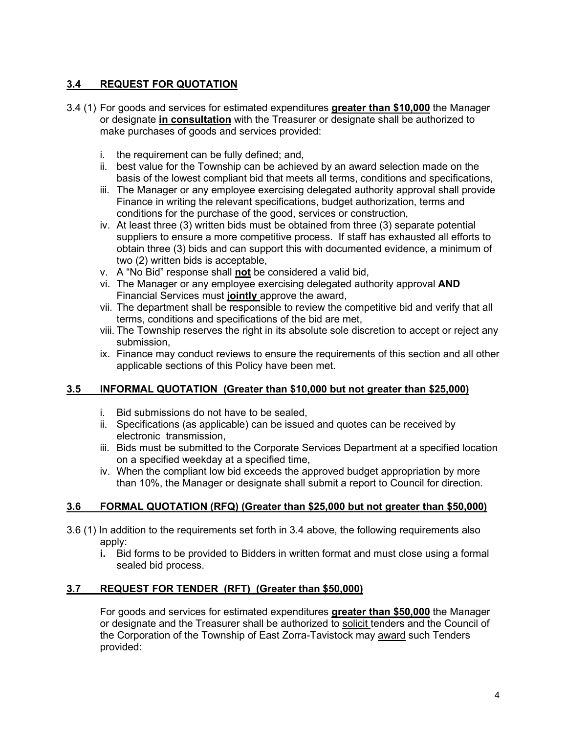## 3.4 REQUEST FOR QUOTATION

3.4 (1) For goods and services for estimated expenditures **greater than $10,000** the Manager or designate **in consultation** with the Treasurer or designate shall be authorized to make purchases of goods and services provided:

i. the requirement can be fully defined; and,
ii. best value for the Township can be achieved by an award selection made on the basis of the lowest compliant bid that meets all terms, conditions and specifications,
iii. The Manager or any employee exercising delegated authority approval shall provide Finance in writing the relevant specifications, budget authorization, terms and conditions for the purchase of the good, services or construction,
iv. At least three (3) written bids must be obtained from three (3) separate potential suppliers to ensure a more competitive process. If staff has exhausted all efforts to obtain three (3) bids and can support this with documented evidence, a minimum of two (2) written bids is acceptable,
v. A "No Bid" response shall **not** be considered a valid bid,
vi. The Manager or any employee exercising delegated authority approval **AND** Financial Services must **jointly** approve the award,
vii. The department shall be responsible to review the competitive bid and verify that all terms, conditions and specifications of the bid are met,
viii. The Township reserves the right in its absolute sole discretion to accept or reject any submission,
ix. Finance may conduct reviews to ensure the requirements of this section and all other applicable sections of this Policy have been met.

## 3.5 INFORMAL QUOTATION (Greater than $10,000 but not greater than $25,000)

i. Bid submissions do not have to be sealed,
ii. Specifications (as applicable) can be issued and quotes can be received by electronic transmission,
iii. Bids must be submitted to the Corporate Services Department at a specified location on a specified weekday at a specified time,
iv. When the compliant low bid exceeds the approved budget appropriation by more than 10%, the Manager or designate shall submit a report to Council for direction.

## 3.6 FORMAL QUOTATION (RFQ) (Greater than $25,000 but not greater than $50,000)

3.6 (1) In addition to the requirements set forth in 3.4 above, the following requirements also apply:

**i.** Bid forms to be provided to Bidders in written format and must close using a formal sealed bid process.

## 3.7 REQUEST FOR TENDER (RFT) (Greater than $50,000)

For goods and services for estimated expenditures **greater than $50,000** the Manager or designate and the Treasurer shall be authorized to solicit tenders and the Council of the Corporation of the Township of East Zorra-Tavistock may award such Tenders provided: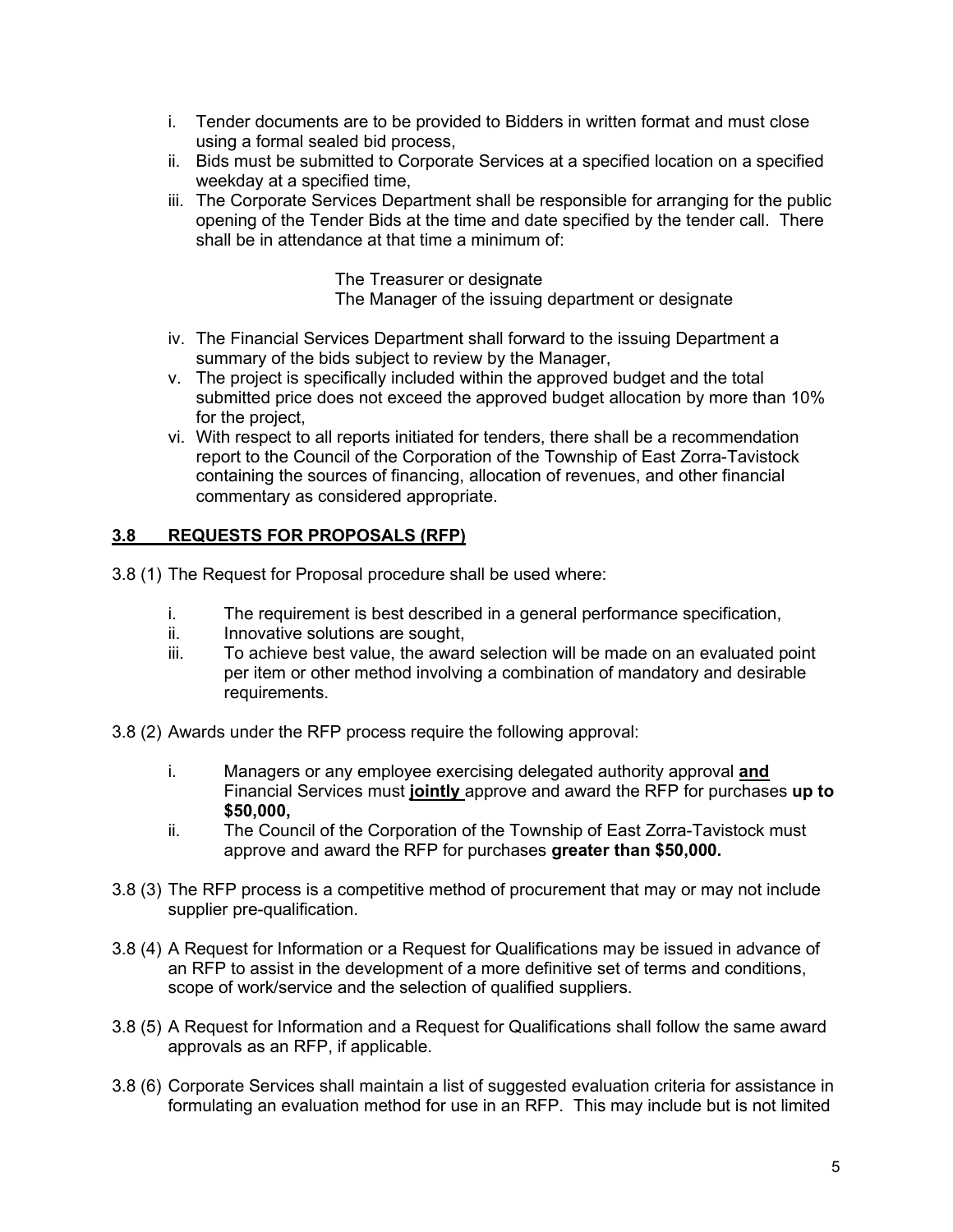i. Tender documents are to be provided to Bidders in written format and must close using a formal sealed bid process,
ii. Bids must be submitted to Corporate Services at a specified location on a specified weekday at a specified time,
iii. The Corporate Services Department shall be responsible for arranging for the public opening of the Tender Bids at the time and date specified by the tender call. There shall be in attendance at that time a minimum of:

  The Treasurer or designate
  The Manager of the issuing department or designate

iv. The Financial Services Department shall forward to the issuing Department a summary of the bids subject to review by the Manager,
v. The project is specifically included within the approved budget and the total submitted price does not exceed the approved budget allocation by more than 10% for the project,
vi. With respect to all reports initiated for tenders, there shall be a recommendation report to the Council of the Corporation of the Township of East Zorra-Tavistock containing the sources of financing, allocation of revenues, and other financial commentary as considered appropriate.

## 3.8 REQUESTS FOR PROPOSALS (RFP)

3.8 (1) The Request for Proposal procedure shall be used where:

i. The requirement is best described in a general performance specification,
ii. Innovative solutions are sought,
iii. To achieve best value, the award selection will be made on an evaluated point per item or other method involving a combination of mandatory and desirable requirements.

3.8 (2) Awards under the RFP process require the following approval:

i. Managers or any employee exercising delegated authority approval **and** Financial Services must **jointly** approve and award the RFP for purchases **up to $50,000,**
ii. The Council of the Corporation of the Township of East Zorra-Tavistock must approve and award the RFP for purchases **greater than $50,000.**

3.8 (3) The RFP process is a competitive method of procurement that may or may not include supplier pre-qualification.

3.8 (4) A Request for Information or a Request for Qualifications may be issued in advance of an RFP to assist in the development of a more definitive set of terms and conditions, scope of work/service and the selection of qualified suppliers.

3.8 (5) A Request for Information and a Request for Qualifications shall follow the same award approvals as an RFP, if applicable.

3.8 (6) Corporate Services shall maintain a list of suggested evaluation criteria for assistance in formulating an evaluation method for use in an RFP. This may include but is not limited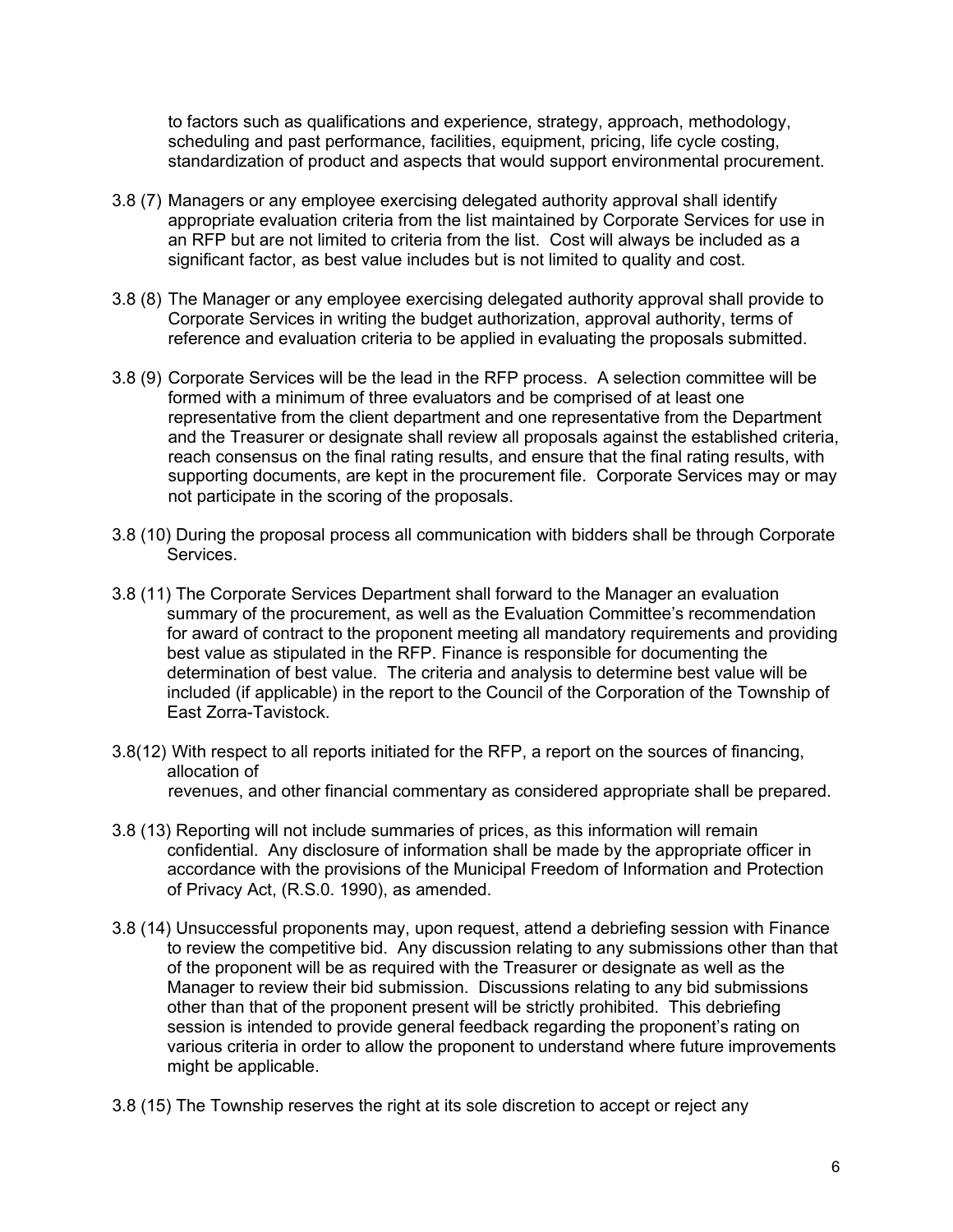to factors such as qualifications and experience, strategy, approach, methodology, scheduling and past performance, facilities, equipment, pricing, life cycle costing, standardization of product and aspects that would support environmental procurement.

3.8 (7) Managers or any employee exercising delegated authority approval shall identify appropriate evaluation criteria from the list maintained by Corporate Services for use in an RFP but are not limited to criteria from the list. Cost will always be included as a significant factor, as best value includes but is not limited to quality and cost.

3.8 (8) The Manager or any employee exercising delegated authority approval shall provide to Corporate Services in writing the budget authorization, approval authority, terms of reference and evaluation criteria to be applied in evaluating the proposals submitted.

3.8 (9) Corporate Services will be the lead in the RFP process. A selection committee will be formed with a minimum of three evaluators and be comprised of at least one representative from the client department and one representative from the Department and the Treasurer or designate shall review all proposals against the established criteria, reach consensus on the final rating results, and ensure that the final rating results, with supporting documents, are kept in the procurement file. Corporate Services may or may not participate in the scoring of the proposals.

3.8 (10) During the proposal process all communication with bidders shall be through Corporate Services.

3.8 (11) The Corporate Services Department shall forward to the Manager an evaluation summary of the procurement, as well as the Evaluation Committee's recommendation for award of contract to the proponent meeting all mandatory requirements and providing best value as stipulated in the RFP. Finance is responsible for documenting the determination of best value. The criteria and analysis to determine best value will be included (if applicable) in the report to the Council of the Corporation of the Township of East Zorra-Tavistock.

3.8(12) With respect to all reports initiated for the RFP, a report on the sources of financing, allocation of
revenues, and other financial commentary as considered appropriate shall be prepared.

3.8 (13) Reporting will not include summaries of prices, as this information will remain confidential. Any disclosure of information shall be made by the appropriate officer in accordance with the provisions of the Municipal Freedom of Information and Protection of Privacy Act, (R.S.0. 1990), as amended.

3.8 (14) Unsuccessful proponents may, upon request, attend a debriefing session with Finance to review the competitive bid. Any discussion relating to any submissions other than that of the proponent will be as required with the Treasurer or designate as well as the Manager to review their bid submission. Discussions relating to any bid submissions other than that of the proponent present will be strictly prohibited. This debriefing session is intended to provide general feedback regarding the proponent's rating on various criteria in order to allow the proponent to understand where future improvements might be applicable.

3.8 (15) The Township reserves the right at its sole discretion to accept or reject any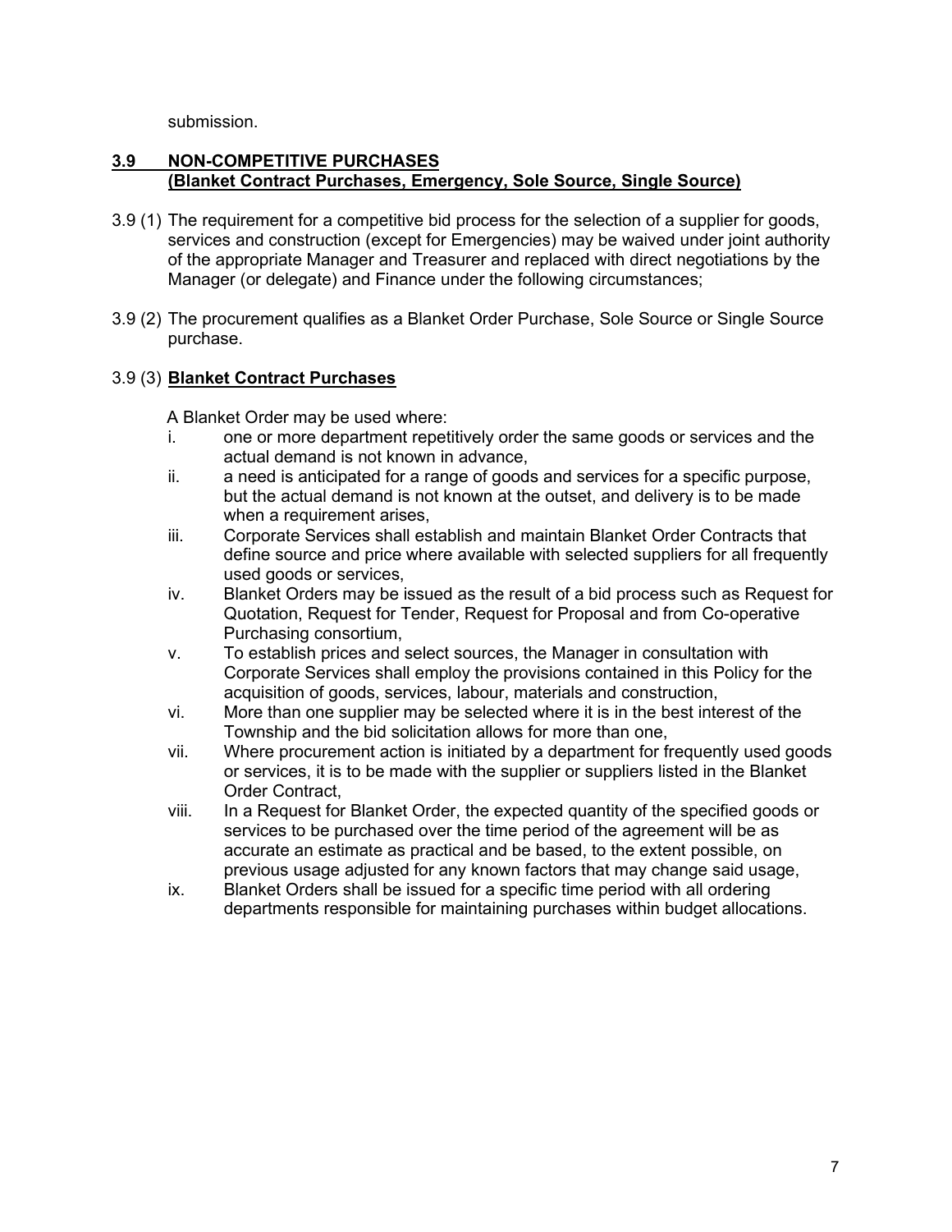submission.

### 3.9 NON-COMPETITIVE PURCHASES (Blanket Contract Purchases, Emergency, Sole Source, Single Source)

3.9 (1) The requirement for a competitive bid process for the selection of a supplier for goods, services and construction (except for Emergencies) may be waived under joint authority of the appropriate Manager and Treasurer and replaced with direct negotiations by the Manager (or delegate) and Finance under the following circumstances;

3.9 (2) The procurement qualifies as a Blanket Order Purchase, Sole Source or Single Source purchase.

3.9 (3) **Blanket Contract Purchases**

A Blanket Order may be used where:

i. one or more department repetitively order the same goods or services and the actual demand is not known in advance,

ii. a need is anticipated for a range of goods and services for a specific purpose, but the actual demand is not known at the outset, and delivery is to be made when a requirement arises,

iii. Corporate Services shall establish and maintain Blanket Order Contracts that define source and price where available with selected suppliers for all frequently used goods or services,

iv. Blanket Orders may be issued as the result of a bid process such as Request for Quotation, Request for Tender, Request for Proposal and from Co-operative Purchasing consortium,

v. To establish prices and select sources, the Manager in consultation with Corporate Services shall employ the provisions contained in this Policy for the acquisition of goods, services, labour, materials and construction,

vi. More than one supplier may be selected where it is in the best interest of the Township and the bid solicitation allows for more than one,

vii. Where procurement action is initiated by a department for frequently used goods or services, it is to be made with the supplier or suppliers listed in the Blanket Order Contract,

viii. In a Request for Blanket Order, the expected quantity of the specified goods or services to be purchased over the time period of the agreement will be as accurate an estimate as practical and be based, to the extent possible, on previous usage adjusted for any known factors that may change said usage,

ix. Blanket Orders shall be issued for a specific time period with all ordering departments responsible for maintaining purchases within budget allocations.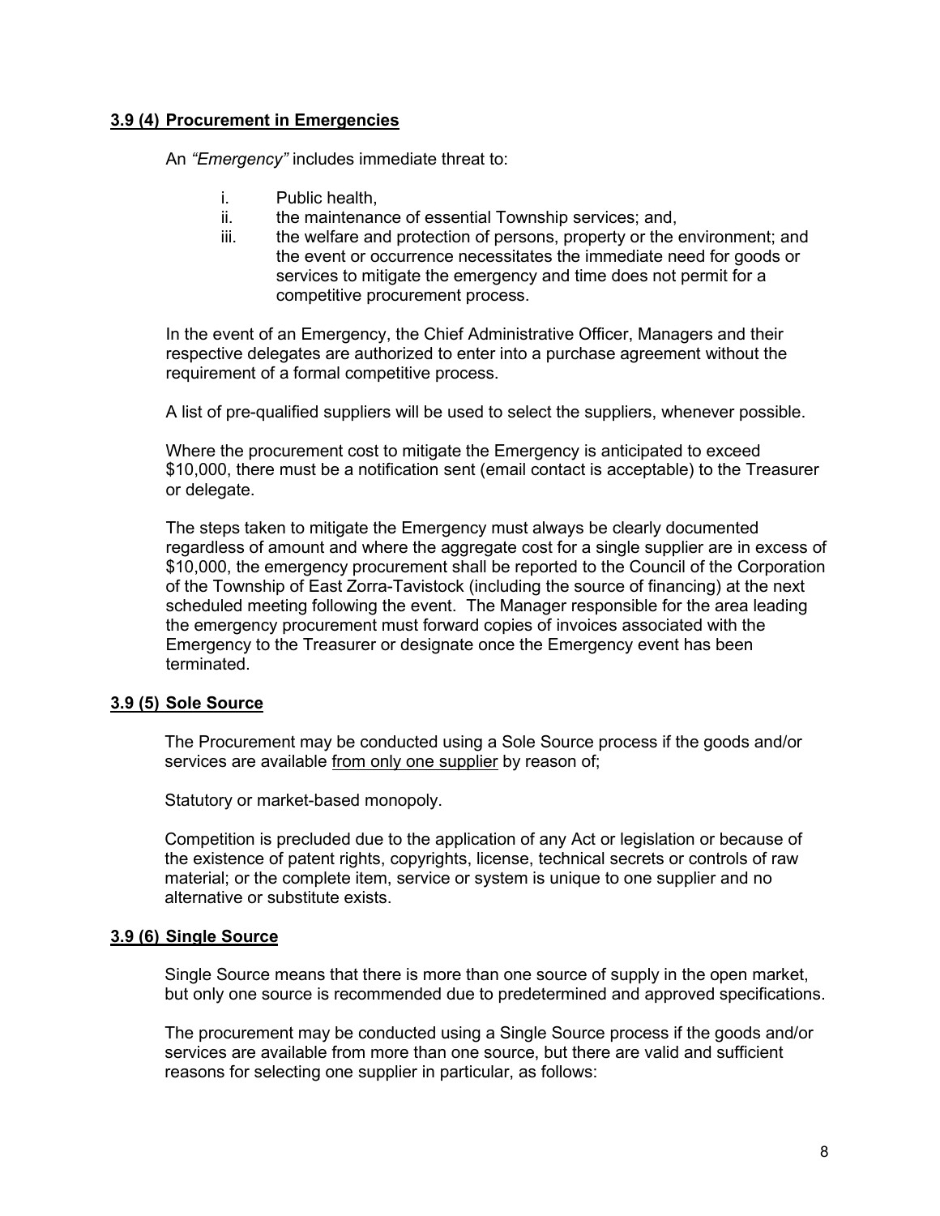### **3.9 (4) Procurement in Emergencies**

An *"Emergency"* includes immediate threat to:

i. Public health,
ii. the maintenance of essential Township services; and,
iii. the welfare and protection of persons, property or the environment; and the event or occurrence necessitates the immediate need for goods or services to mitigate the emergency and time does not permit for a competitive procurement process.

In the event of an Emergency, the Chief Administrative Officer, Managers and their respective delegates are authorized to enter into a purchase agreement without the requirement of a formal competitive process.

A list of pre-qualified suppliers will be used to select the suppliers, whenever possible.

Where the procurement cost to mitigate the Emergency is anticipated to exceed $10,000, there must be a notification sent (email contact is acceptable) to the Treasurer or delegate.

The steps taken to mitigate the Emergency must always be clearly documented regardless of amount and where the aggregate cost for a single supplier are in excess of $10,000, the emergency procurement shall be reported to the Council of the Corporation of the Township of East Zorra-Tavistock (including the source of financing) at the next scheduled meeting following the event. The Manager responsible for the area leading the emergency procurement must forward copies of invoices associated with the Emergency to the Treasurer or designate once the Emergency event has been terminated.

### **3.9 (5) Sole Source**

The Procurement may be conducted using a Sole Source process if the goods and/or services are available <u>from only one supplier</u> by reason of;

Statutory or market-based monopoly.

Competition is precluded due to the application of any Act or legislation or because of the existence of patent rights, copyrights, license, technical secrets or controls of raw material; or the complete item, service or system is unique to one supplier and no alternative or substitute exists.

### **3.9 (6) Single Source**

Single Source means that there is more than one source of supply in the open market, but only one source is recommended due to predetermined and approved specifications.

The procurement may be conducted using a Single Source process if the goods and/or services are available from more than one source, but there are valid and sufficient reasons for selecting one supplier in particular, as follows: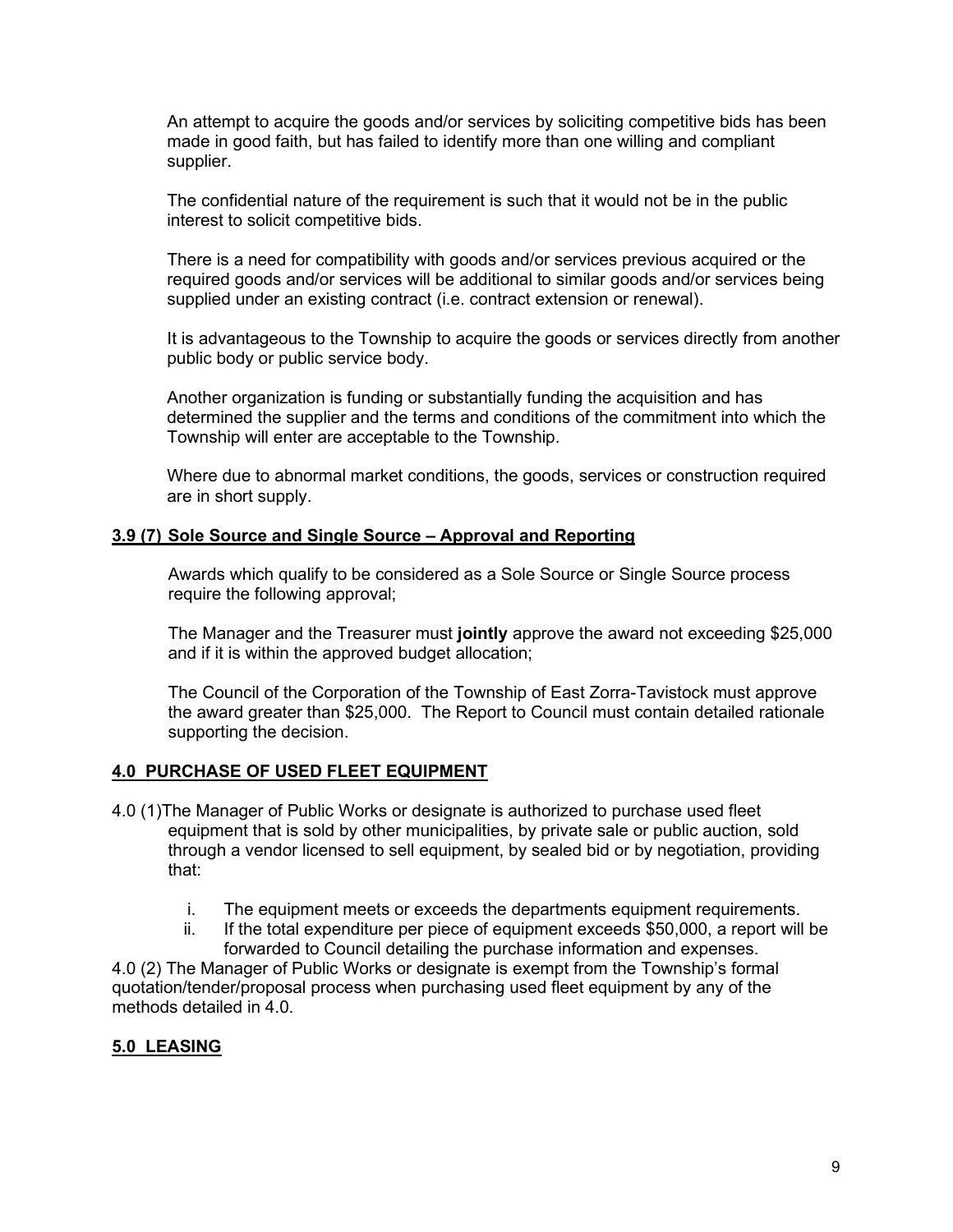An attempt to acquire the goods and/or services by soliciting competitive bids has been made in good faith, but has failed to identify more than one willing and compliant supplier.

The confidential nature of the requirement is such that it would not be in the public interest to solicit competitive bids.

There is a need for compatibility with goods and/or services previous acquired or the required goods and/or services will be additional to similar goods and/or services being supplied under an existing contract (i.e. contract extension or renewal).

It is advantageous to the Township to acquire the goods or services directly from another public body or public service body.

Another organization is funding or substantially funding the acquisition and has determined the supplier and the terms and conditions of the commitment into which the Township will enter are acceptable to the Township.

Where due to abnormal market conditions, the goods, services or construction required are in short supply.

**3.9 (7) Sole Source and Single Source – Approval and Reporting**

Awards which qualify to be considered as a Sole Source or Single Source process require the following approval;

The Manager and the Treasurer must **jointly** approve the award not exceeding $25,000 and if it is within the approved budget allocation;

The Council of the Corporation of the Township of East Zorra-Tavistock must approve the award greater than $25,000. The Report to Council must contain detailed rationale supporting the decision.

## 4.0 PURCHASE OF USED FLEET EQUIPMENT

4.0 (1)The Manager of Public Works or designate is authorized to purchase used fleet equipment that is sold by other municipalities, by private sale or public auction, sold through a vendor licensed to sell equipment, by sealed bid or by negotiation, providing that:

i. The equipment meets or exceeds the departments equipment requirements.
ii. If the total expenditure per piece of equipment exceeds $50,000, a report will be forwarded to Council detailing the purchase information and expenses.

4.0 (2) The Manager of Public Works or designate is exempt from the Township's formal quotation/tender/proposal process when purchasing used fleet equipment by any of the methods detailed in 4.0.

## 5.0 LEASING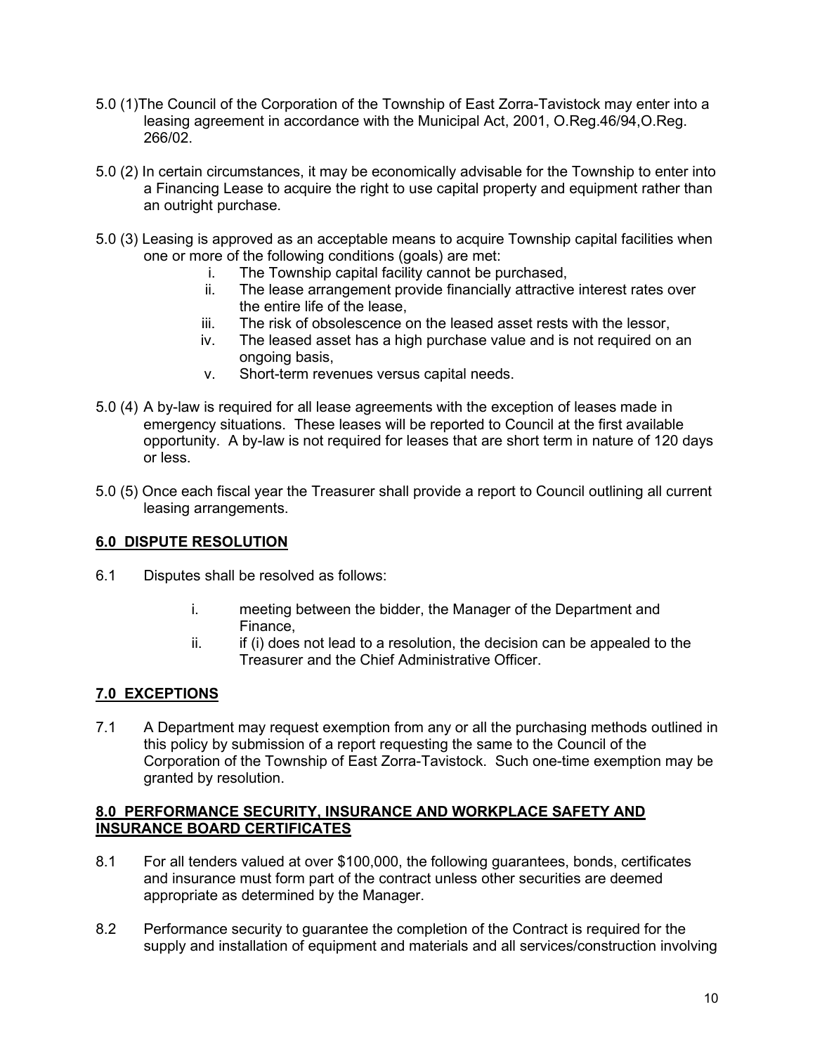5.0 (1)The Council of the Corporation of the Township of East Zorra-Tavistock may enter into a leasing agreement in accordance with the Municipal Act, 2001, O.Reg.46/94,O.Reg. 266/02.

5.0 (2) In certain circumstances, it may be economically advisable for the Township to enter into a Financing Lease to acquire the right to use capital property and equipment rather than an outright purchase.

5.0 (3) Leasing is approved as an acceptable means to acquire Township capital facilities when one or more of the following conditions (goals) are met:

i. The Township capital facility cannot be purchased,
ii. The lease arrangement provide financially attractive interest rates over the entire life of the lease,
iii. The risk of obsolescence on the leased asset rests with the lessor,
iv. The leased asset has a high purchase value and is not required on an ongoing basis,
v. Short-term revenues versus capital needs.

5.0 (4) A by-law is required for all lease agreements with the exception of leases made in emergency situations. These leases will be reported to Council at the first available opportunity. A by-law is not required for leases that are short term in nature of 120 days or less.

5.0 (5) Once each fiscal year the Treasurer shall provide a report to Council outlining all current leasing arrangements.

## 6.0 DISPUTE RESOLUTION

6.1 Disputes shall be resolved as follows:

i. meeting between the bidder, the Manager of the Department and Finance,
ii. if (i) does not lead to a resolution, the decision can be appealed to the Treasurer and the Chief Administrative Officer.

## 7.0 EXCEPTIONS

7.1 A Department may request exemption from any or all the purchasing methods outlined in this policy by submission of a report requesting the same to the Council of the Corporation of the Township of East Zorra-Tavistock. Such one-time exemption may be granted by resolution.

## 8.0 PERFORMANCE SECURITY, INSURANCE AND WORKPLACE SAFETY AND INSURANCE BOARD CERTIFICATES

8.1 For all tenders valued at over $100,000, the following guarantees, bonds, certificates and insurance must form part of the contract unless other securities are deemed appropriate as determined by the Manager.

8.2 Performance security to guarantee the completion of the Contract is required for the supply and installation of equipment and materials and all services/construction involving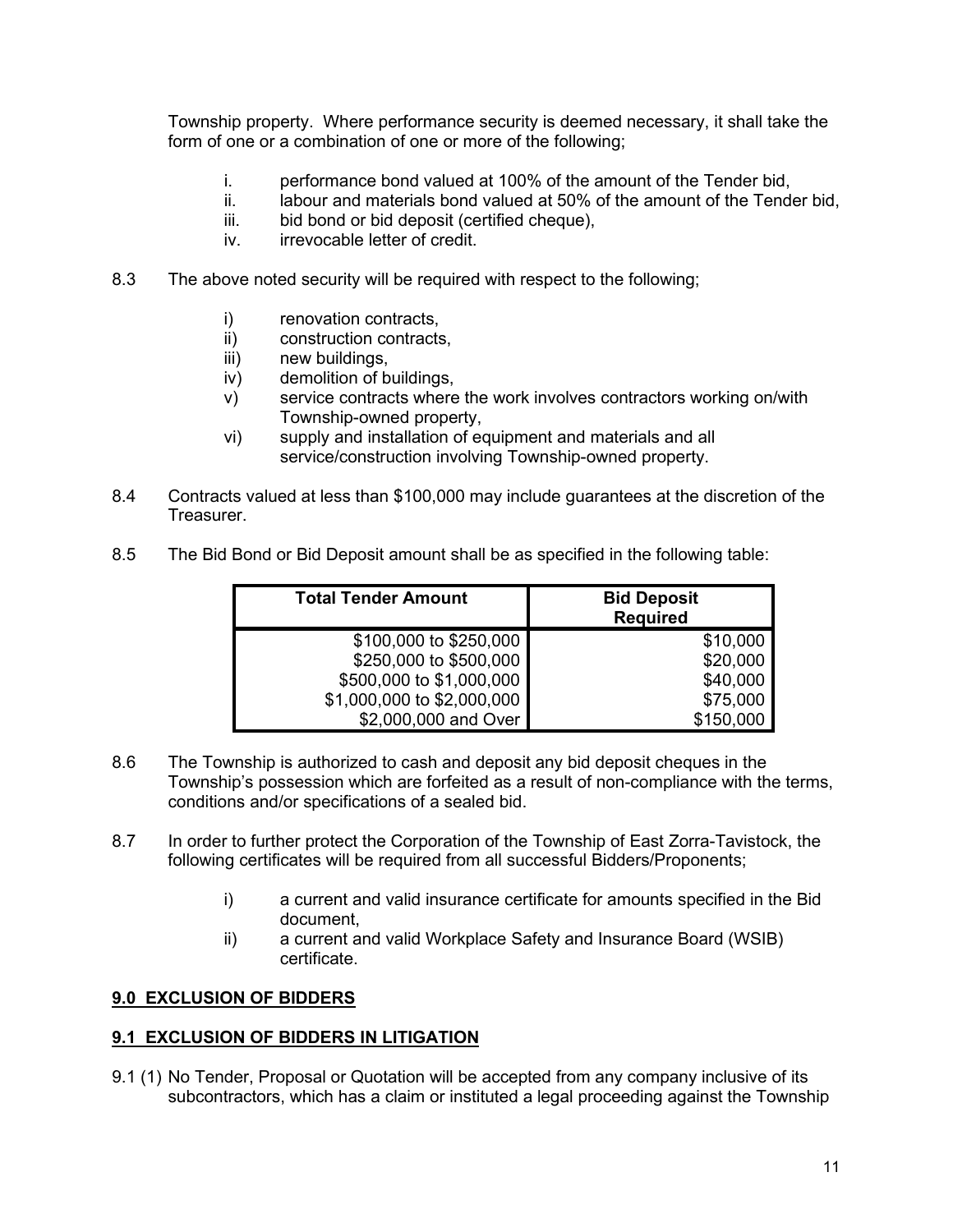Township property. Where performance security is deemed necessary, it shall take the form of one or a combination of one or more of the following;

i. performance bond valued at 100% of the amount of the Tender bid,
ii. labour and materials bond valued at 50% of the amount of the Tender bid,
iii. bid bond or bid deposit (certified cheque),
iv. irrevocable letter of credit.

8.3 The above noted security will be required with respect to the following;

i) renovation contracts,
ii) construction contracts,
iii) new buildings,
iv) demolition of buildings,
v) service contracts where the work involves contractors working on/with Township-owned property,
vi) supply and installation of equipment and materials and all service/construction involving Township-owned property.

8.4 Contracts valued at less than $100,000 may include guarantees at the discretion of the Treasurer.

8.5 The Bid Bond or Bid Deposit amount shall be as specified in the following table:

| Total Tender Amount | Bid Deposit Required |
|---:|---:|
| $100,000 to $250,000 | $10,000 |
| $250,000 to $500,000 | $20,000 |
| $500,000 to $1,000,000 | $40,000 |
| $1,000,000 to $2,000,000 | $75,000 |
| $2,000,000 and Over | $150,000 |

8.6 The Township is authorized to cash and deposit any bid deposit cheques in the Township's possession which are forfeited as a result of non-compliance with the terms, conditions and/or specifications of a sealed bid.

8.7 In order to further protect the Corporation of the Township of East Zorra-Tavistock, the following certificates will be required from all successful Bidders/Proponents;

i) a current and valid insurance certificate for amounts specified in the Bid document,
ii) a current and valid Workplace Safety and Insurance Board (WSIB) certificate.

## 9.0 EXCLUSION OF BIDDERS

### 9.1 EXCLUSION OF BIDDERS IN LITIGATION

9.1 (1) No Tender, Proposal or Quotation will be accepted from any company inclusive of its subcontractors, which has a claim or instituted a legal proceeding against the Township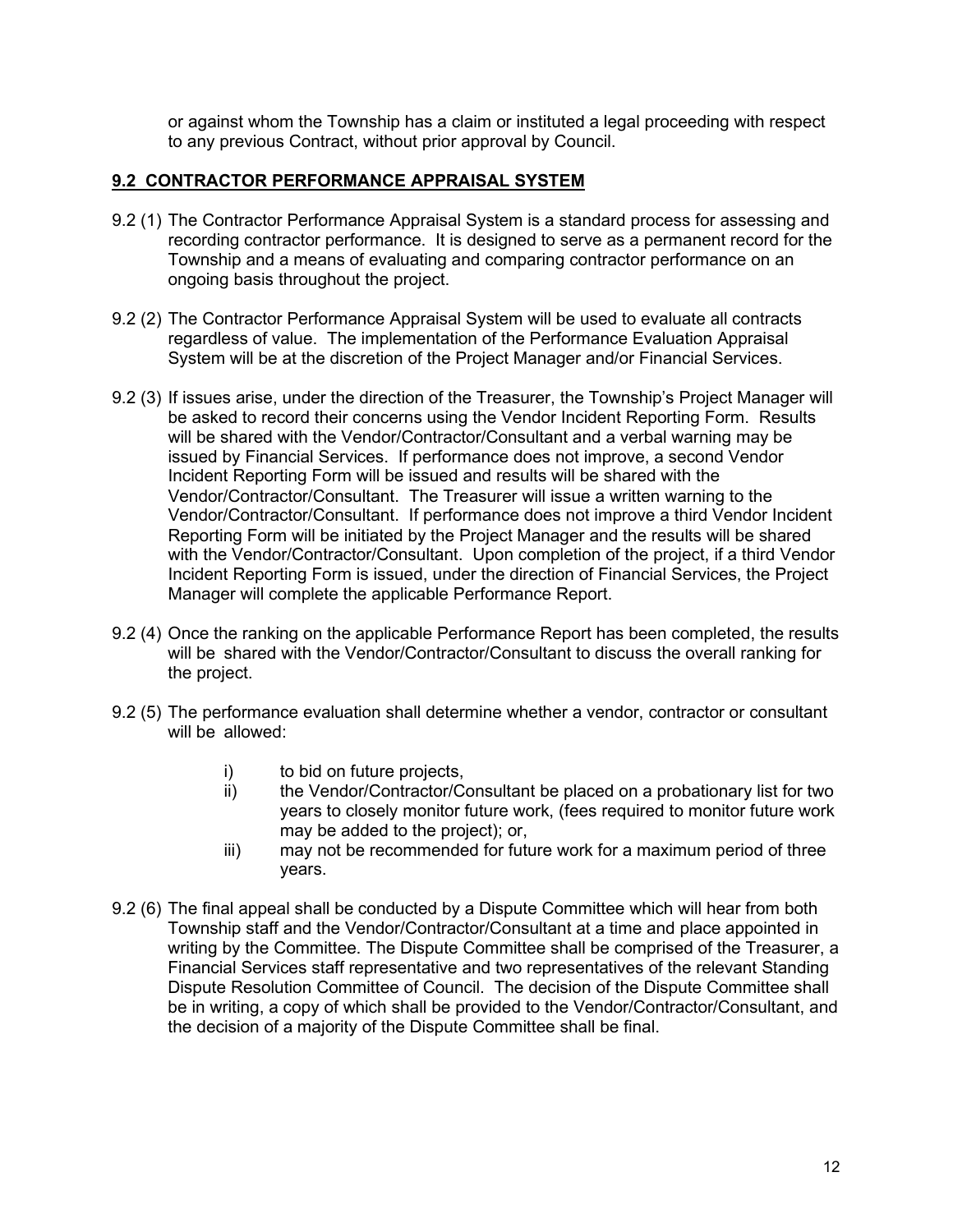or against whom the Township has a claim or instituted a legal proceeding with respect to any previous Contract, without prior approval by Council.

## 9.2 CONTRACTOR PERFORMANCE APPRAISAL SYSTEM

9.2 (1) The Contractor Performance Appraisal System is a standard process for assessing and recording contractor performance. It is designed to serve as a permanent record for the Township and a means of evaluating and comparing contractor performance on an ongoing basis throughout the project.

9.2 (2) The Contractor Performance Appraisal System will be used to evaluate all contracts regardless of value. The implementation of the Performance Evaluation Appraisal System will be at the discretion of the Project Manager and/or Financial Services.

9.2 (3) If issues arise, under the direction of the Treasurer, the Township's Project Manager will be asked to record their concerns using the Vendor Incident Reporting Form. Results will be shared with the Vendor/Contractor/Consultant and a verbal warning may be issued by Financial Services. If performance does not improve, a second Vendor Incident Reporting Form will be issued and results will be shared with the Vendor/Contractor/Consultant. The Treasurer will issue a written warning to the Vendor/Contractor/Consultant. If performance does not improve a third Vendor Incident Reporting Form will be initiated by the Project Manager and the results will be shared with the Vendor/Contractor/Consultant. Upon completion of the project, if a third Vendor Incident Reporting Form is issued, under the direction of Financial Services, the Project Manager will complete the applicable Performance Report.

9.2 (4) Once the ranking on the applicable Performance Report has been completed, the results will be shared with the Vendor/Contractor/Consultant to discuss the overall ranking for the project.

9.2 (5) The performance evaluation shall determine whether a vendor, contractor or consultant will be allowed:

- i) to bid on future projects,
- ii) the Vendor/Contractor/Consultant be placed on a probationary list for two years to closely monitor future work, (fees required to monitor future work may be added to the project); or,
- iii) may not be recommended for future work for a maximum period of three years.

9.2 (6) The final appeal shall be conducted by a Dispute Committee which will hear from both Township staff and the Vendor/Contractor/Consultant at a time and place appointed in writing by the Committee. The Dispute Committee shall be comprised of the Treasurer, a Financial Services staff representative and two representatives of the relevant Standing Dispute Resolution Committee of Council. The decision of the Dispute Committee shall be in writing, a copy of which shall be provided to the Vendor/Contractor/Consultant, and the decision of a majority of the Dispute Committee shall be final.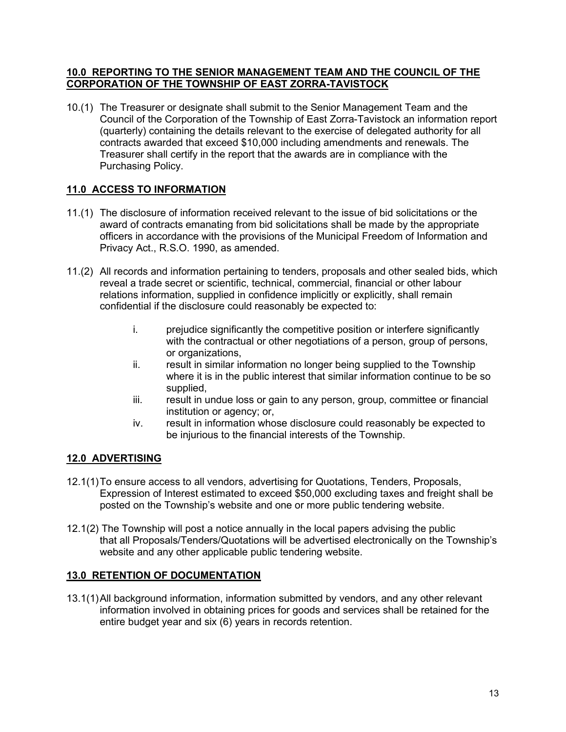## 10.0 REPORTING TO THE SENIOR MANAGEMENT TEAM AND THE COUNCIL OF THE CORPORATION OF THE TOWNSHIP OF EAST ZORRA-TAVISTOCK

10.(1) The Treasurer or designate shall submit to the Senior Management Team and the Council of the Corporation of the Township of East Zorra-Tavistock an information report (quarterly) containing the details relevant to the exercise of delegated authority for all contracts awarded that exceed $10,000 including amendments and renewals. The Treasurer shall certify in the report that the awards are in compliance with the Purchasing Policy.

## 11.0 ACCESS TO INFORMATION

11.(1) The disclosure of information received relevant to the issue of bid solicitations or the award of contracts emanating from bid solicitations shall be made by the appropriate officers in accordance with the provisions of the Municipal Freedom of Information and Privacy Act., R.S.O. 1990, as amended.

11.(2) All records and information pertaining to tenders, proposals and other sealed bids, which reveal a trade secret or scientific, technical, commercial, financial or other labour relations information, supplied in confidence implicitly or explicitly, shall remain confidential if the disclosure could reasonably be expected to:

i. prejudice significantly the competitive position or interfere significantly with the contractual or other negotiations of a person, group of persons, or organizations,
ii. result in similar information no longer being supplied to the Township where it is in the public interest that similar information continue to be so supplied,
iii. result in undue loss or gain to any person, group, committee or financial institution or agency; or,
iv. result in information whose disclosure could reasonably be expected to be injurious to the financial interests of the Township.

## 12.0 ADVERTISING

12.1(1) To ensure access to all vendors, advertising for Quotations, Tenders, Proposals, Expression of Interest estimated to exceed $50,000 excluding taxes and freight shall be posted on the Township's website and one or more public tendering website.

12.1(2) The Township will post a notice annually in the local papers advising the public that all Proposals/Tenders/Quotations will be advertised electronically on the Township's website and any other applicable public tendering website.

## 13.0 RETENTION OF DOCUMENTATION

13.1(1) All background information, information submitted by vendors, and any other relevant information involved in obtaining prices for goods and services shall be retained for the entire budget year and six (6) years in records retention.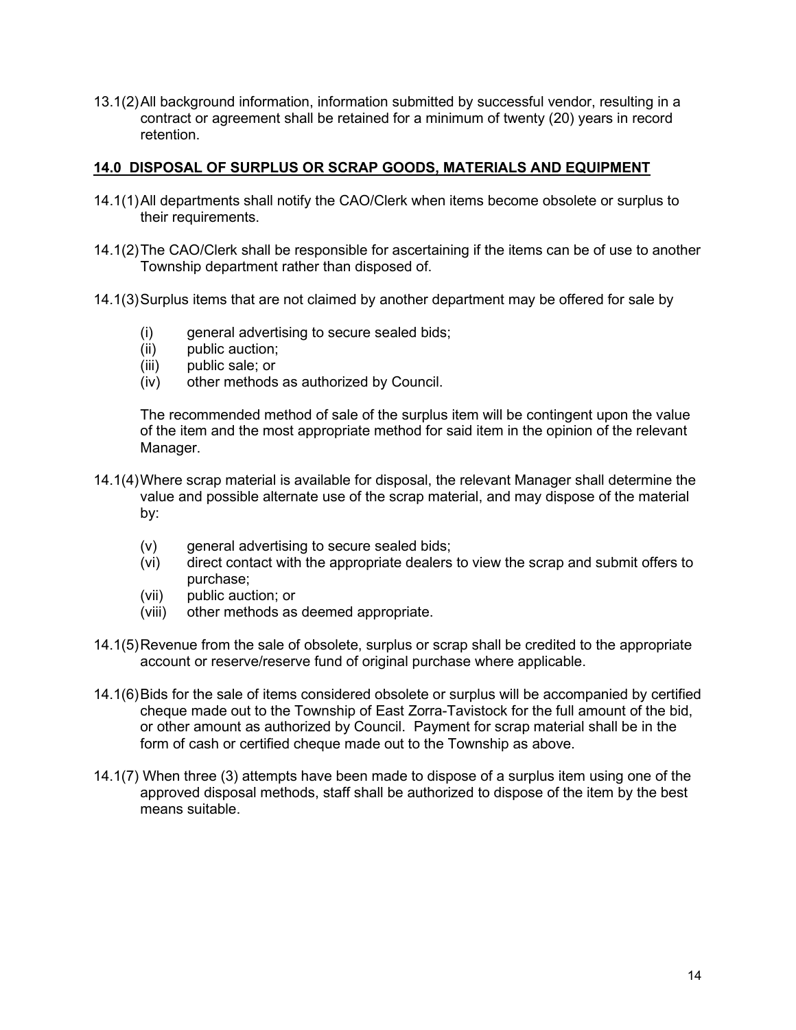13.1(2) All background information, information submitted by successful vendor, resulting in a contract or agreement shall be retained for a minimum of twenty (20) years in record retention.

## **14.0 DISPOSAL OF SURPLUS OR SCRAP GOODS, MATERIALS AND EQUIPMENT**

14.1(1) All departments shall notify the CAO/Clerk when items become obsolete or surplus to their requirements.

14.1(2) The CAO/Clerk shall be responsible for ascertaining if the items can be of use to another Township department rather than disposed of.

14.1(3) Surplus items that are not claimed by another department may be offered for sale by

- (i) general advertising to secure sealed bids;
- (ii) public auction;
- (iii) public sale; or
- (iv) other methods as authorized by Council.

The recommended method of sale of the surplus item will be contingent upon the value of the item and the most appropriate method for said item in the opinion of the relevant Manager.

14.1(4) Where scrap material is available for disposal, the relevant Manager shall determine the value and possible alternate use of the scrap material, and may dispose of the material by:

- (v) general advertising to secure sealed bids;
- (vi) direct contact with the appropriate dealers to view the scrap and submit offers to purchase;
- (vii) public auction; or
- (viii) other methods as deemed appropriate.

14.1(5) Revenue from the sale of obsolete, surplus or scrap shall be credited to the appropriate account or reserve/reserve fund of original purchase where applicable.

14.1(6) Bids for the sale of items considered obsolete or surplus will be accompanied by certified cheque made out to the Township of East Zorra-Tavistock for the full amount of the bid, or other amount as authorized by Council. Payment for scrap material shall be in the form of cash or certified cheque made out to the Township as above.

14.1(7) When three (3) attempts have been made to dispose of a surplus item using one of the approved disposal methods, staff shall be authorized to dispose of the item by the best means suitable.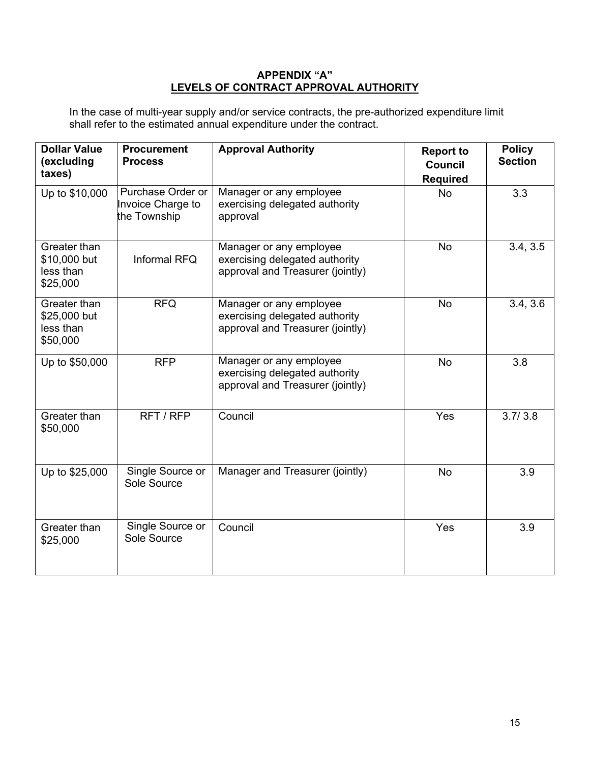## APPENDIX "A"
## LEVELS OF CONTRACT APPROVAL AUTHORITY

In the case of multi-year supply and/or service contracts, the pre-authorized expenditure limit shall refer to the estimated annual expenditure under the contract.

| Dollar Value (excluding taxes) | Procurement Process | Approval Authority | Report to Council Required | Policy Section |
|---|---|---|---|---|
| Up to $10,000 | Purchase Order or Invoice Charge to the Township | Manager or any employee exercising delegated authority approval | No | 3.3 |
| Greater than $10,000 but less than $25,000 | Informal RFQ | Manager or any employee exercising delegated authority approval and Treasurer (jointly) | No | 3.4, 3.5 |
| Greater than $25,000 but less than $50,000 | RFQ | Manager or any employee exercising delegated authority approval and Treasurer (jointly) | No | 3.4, 3.6 |
| Up to $50,000 | RFP | Manager or any employee exercising delegated authority approval and Treasurer (jointly) | No | 3.8 |
| Greater than $50,000 | RFT / RFP | Council | Yes | 3.7/ 3.8 |
| Up to $25,000 | Single Source or Sole Source | Manager and Treasurer (jointly) | No | 3.9 |
| Greater than $25,000 | Single Source or Sole Source | Council | Yes | 3.9 |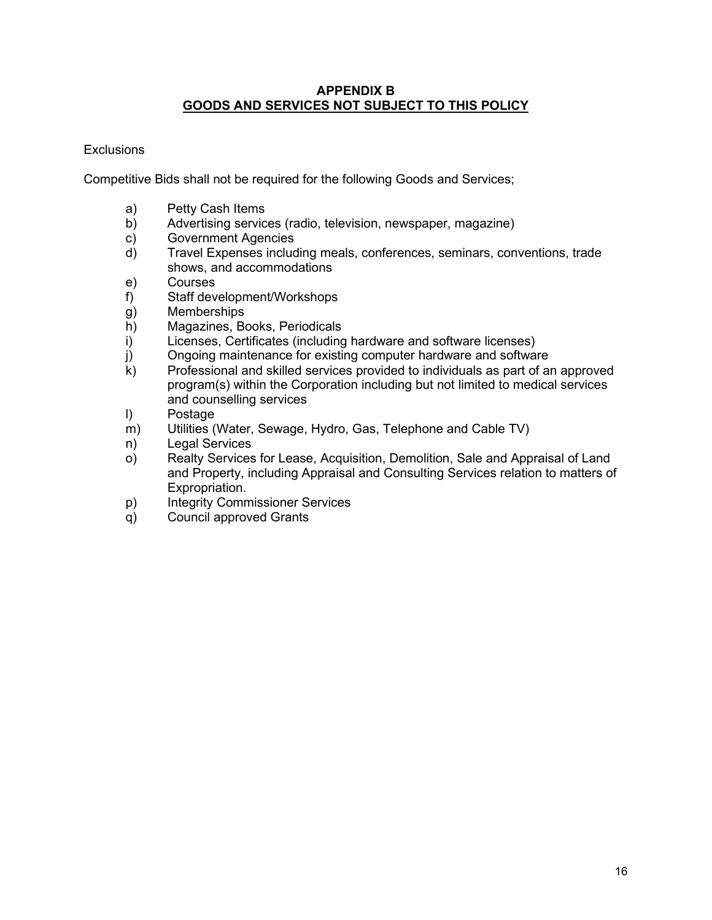## APPENDIX B
## GOODS AND SERVICES NOT SUBJECT TO THIS POLICY

Exclusions

Competitive Bids shall not be required for the following Goods and Services;

a) Petty Cash Items
b) Advertising services (radio, television, newspaper, magazine)
c) Government Agencies
d) Travel Expenses including meals, conferences, seminars, conventions, trade shows, and accommodations
e) Courses
f) Staff development/Workshops
g) Memberships
h) Magazines, Books, Periodicals
i) Licenses, Certificates (including hardware and software licenses)
j) Ongoing maintenance for existing computer hardware and software
k) Professional and skilled services provided to individuals as part of an approved program(s) within the Corporation including but not limited to medical services and counselling services
l) Postage
m) Utilities (Water, Sewage, Hydro, Gas, Telephone and Cable TV)
n) Legal Services
o) Realty Services for Lease, Acquisition, Demolition, Sale and Appraisal of Land and Property, including Appraisal and Consulting Services relation to matters of Expropriation.
p) Integrity Commissioner Services
q) Council approved Grants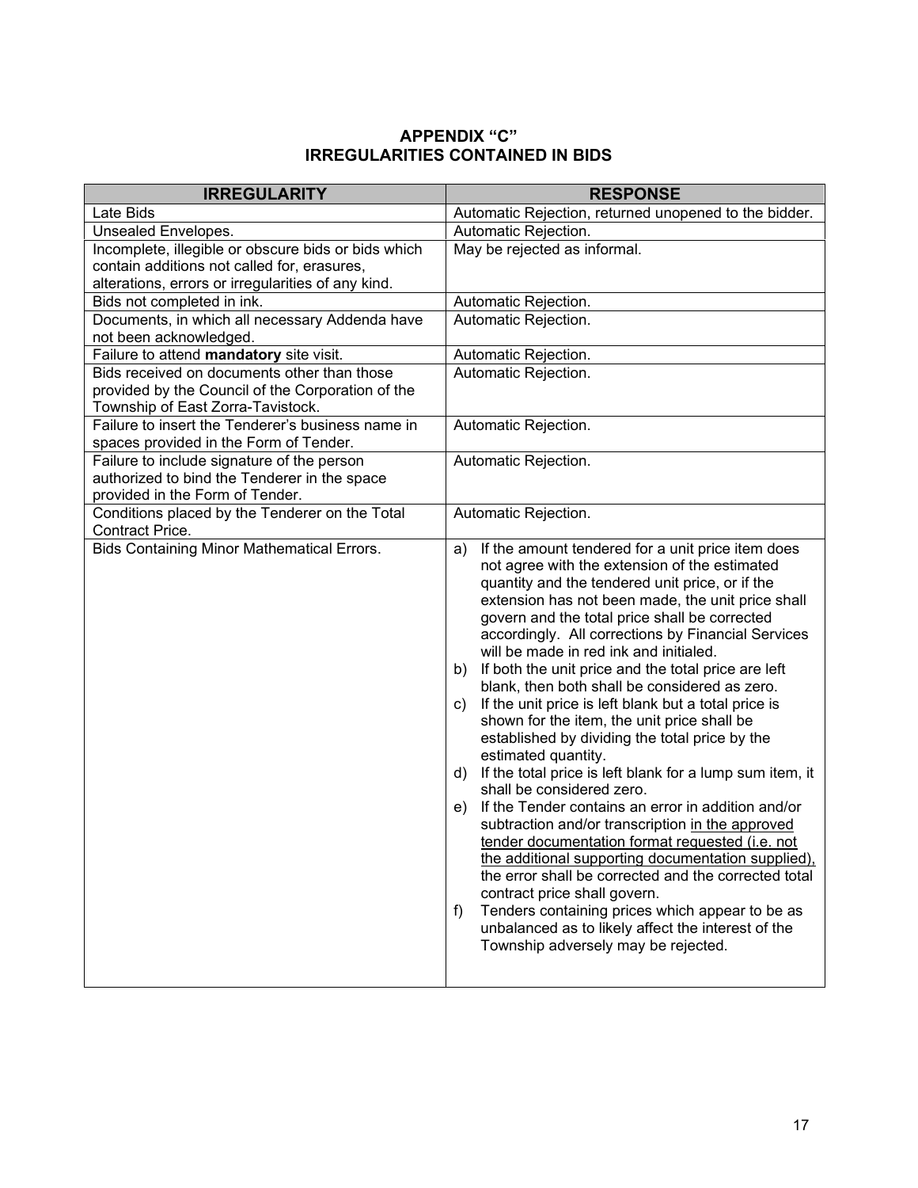## APPENDIX "C"
## IRREGULARITIES CONTAINED IN BIDS

| IRREGULARITY | RESPONSE |
|---|---|
| Late Bids | Automatic Rejection, returned unopened to the bidder. |
| Unsealed Envelopes. | Automatic Rejection. |
| Incomplete, illegible or obscure bids or bids which contain additions not called for, erasures, alterations, errors or irregularities of any kind. | May be rejected as informal. |
| Bids not completed in ink. | Automatic Rejection. |
| Documents, in which all necessary Addenda have not been acknowledged. | Automatic Rejection. |
| Failure to attend **mandatory** site visit. | Automatic Rejection. |
| Bids received on documents other than those provided by the Council of the Corporation of the Township of East Zorra-Tavistock. | Automatic Rejection. |
| Failure to insert the Tenderer's business name in spaces provided in the Form of Tender. | Automatic Rejection. |
| Failure to include signature of the person authorized to bind the Tenderer in the space provided in the Form of Tender. | Automatic Rejection. |
| Conditions placed by the Tenderer on the Total Contract Price. | Automatic Rejection. |
| Bids Containing Minor Mathematical Errors. | a) If the amount tendered for a unit price item does not agree with the extension of the estimated quantity and the tendered unit price, or if the extension has not been made, the unit price shall govern and the total price shall be corrected accordingly. All corrections by Financial Services will be made in red ink and initialed.<br>b) If both the unit price and the total price are left blank, then both shall be considered as zero.<br>c) If the unit price is left blank but a total price is shown for the item, the unit price shall be established by dividing the total price by the estimated quantity.<br>d) If the total price is left blank for a lump sum item, it shall be considered zero.<br>e) If the Tender contains an error in addition and/or subtraction and/or transcription <u>in the approved tender documentation format requested (i.e. not the additional supporting documentation supplied)</u>, the error shall be corrected and the corrected total contract price shall govern.<br>f) Tenders containing prices which appear to be as unbalanced as to likely affect the interest of the Township adversely may be rejected. |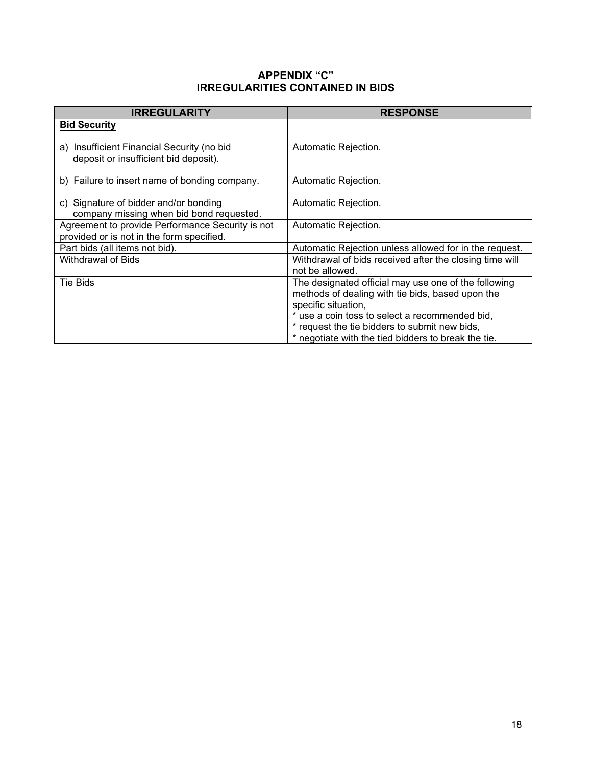# APPENDIX "C"
## IRREGULARITIES CONTAINED IN BIDS

| IRREGULARITY | RESPONSE |
|---|---|
| **Bid Security** | |
| a) Insufficient Financial Security (no bid deposit or insufficient bid deposit). | Automatic Rejection. |
| b) Failure to insert name of bonding company. | Automatic Rejection. |
| c) Signature of bidder and/or bonding company missing when bid bond requested. | Automatic Rejection. |
| Agreement to provide Performance Security is not provided or is not in the form specified. | Automatic Rejection. |
| Part bids (all items not bid). | Automatic Rejection unless allowed for in the request. |
| Withdrawal of Bids | Withdrawal of bids received after the closing time will not be allowed. |
| Tie Bids | The designated official may use one of the following methods of dealing with tie bids, based upon the specific situation,<br>* use a coin toss to select a recommended bid,<br>* request the tie bidders to submit new bids,<br>* negotiate with the tied bidders to break the tie. |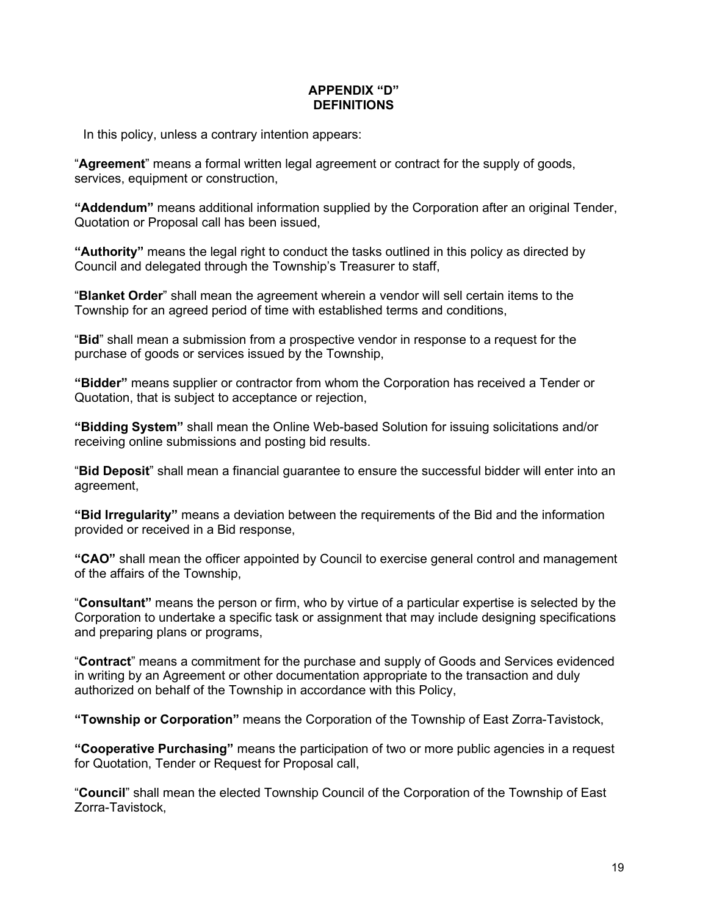# APPENDIX "D"
# DEFINITIONS

In this policy, unless a contrary intention appears:

"**Agreement**" means a formal written legal agreement or contract for the supply of goods, services, equipment or construction,

**"Addendum"** means additional information supplied by the Corporation after an original Tender, Quotation or Proposal call has been issued,

**"Authority"** means the legal right to conduct the tasks outlined in this policy as directed by Council and delegated through the Township's Treasurer to staff,

"**Blanket Order**" shall mean the agreement wherein a vendor will sell certain items to the Township for an agreed period of time with established terms and conditions,

"**Bid**" shall mean a submission from a prospective vendor in response to a request for the purchase of goods or services issued by the Township,

**"Bidder"** means supplier or contractor from whom the Corporation has received a Tender or Quotation, that is subject to acceptance or rejection,

**"Bidding System"** shall mean the Online Web-based Solution for issuing solicitations and/or receiving online submissions and posting bid results.

"**Bid Deposit**" shall mean a financial guarantee to ensure the successful bidder will enter into an agreement,

**"Bid Irregularity"** means a deviation between the requirements of the Bid and the information provided or received in a Bid response,

**"CAO"** shall mean the officer appointed by Council to exercise general control and management of the affairs of the Township,

"**Consultant"** means the person or firm, who by virtue of a particular expertise is selected by the Corporation to undertake a specific task or assignment that may include designing specifications and preparing plans or programs,

"**Contract**" means a commitment for the purchase and supply of Goods and Services evidenced in writing by an Agreement or other documentation appropriate to the transaction and duly authorized on behalf of the Township in accordance with this Policy,

**"Township or Corporation"** means the Corporation of the Township of East Zorra-Tavistock,

**"Cooperative Purchasing"** means the participation of two or more public agencies in a request for Quotation, Tender or Request for Proposal call,

"**Council**" shall mean the elected Township Council of the Corporation of the Township of East Zorra-Tavistock,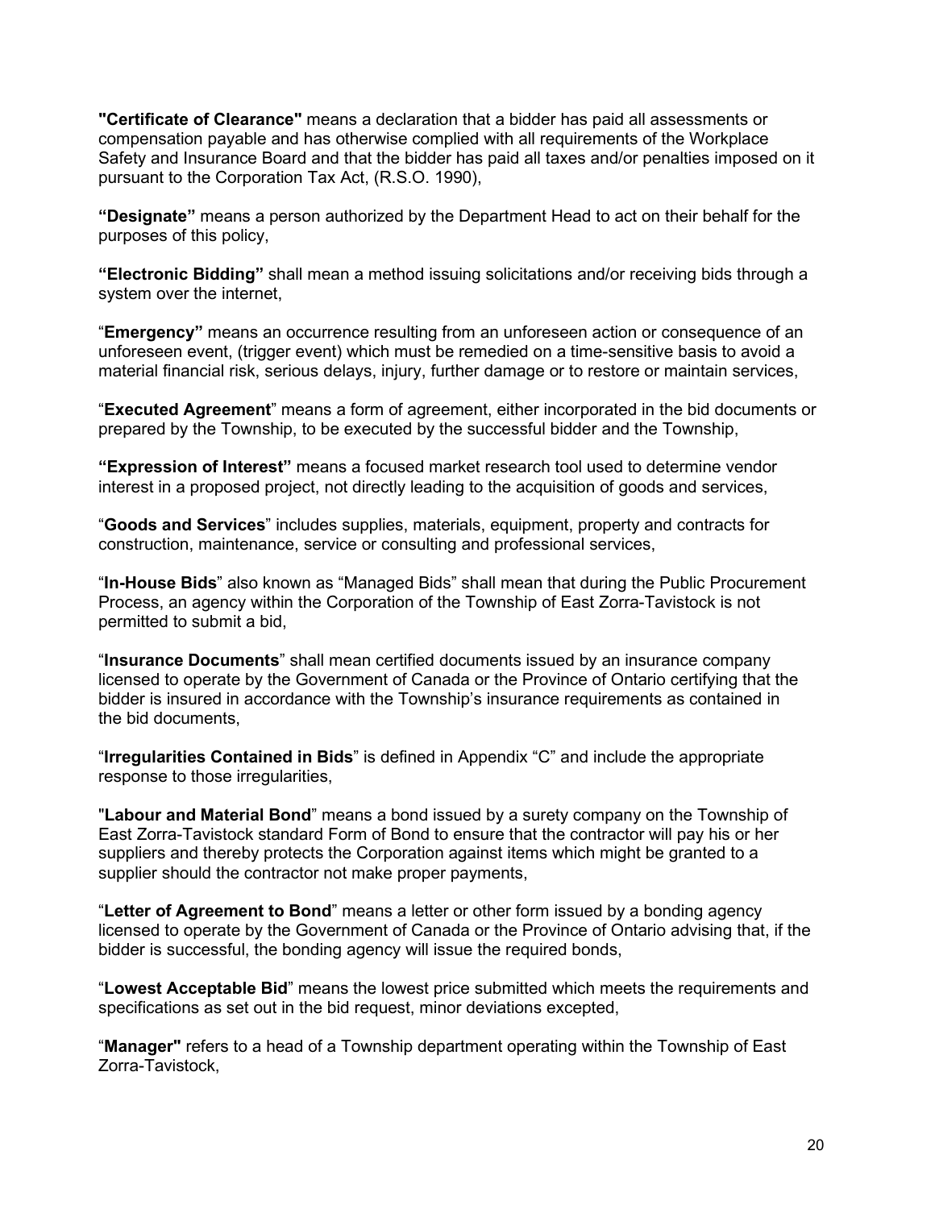**"Certificate of Clearance"** means a declaration that a bidder has paid all assessments or compensation payable and has otherwise complied with all requirements of the Workplace Safety and Insurance Board and that the bidder has paid all taxes and/or penalties imposed on it pursuant to the Corporation Tax Act, (R.S.O. 1990),

**"Designate"** means a person authorized by the Department Head to act on their behalf for the purposes of this policy,

**"Electronic Bidding"** shall mean a method issuing solicitations and/or receiving bids through a system over the internet,

"**Emergency"** means an occurrence resulting from an unforeseen action or consequence of an unforeseen event, (trigger event) which must be remedied on a time-sensitive basis to avoid a material financial risk, serious delays, injury, further damage or to restore or maintain services,

"**Executed Agreement**" means a form of agreement, either incorporated in the bid documents or prepared by the Township, to be executed by the successful bidder and the Township,

**"Expression of Interest"** means a focused market research tool used to determine vendor interest in a proposed project, not directly leading to the acquisition of goods and services,

"**Goods and Services**" includes supplies, materials, equipment, property and contracts for construction, maintenance, service or consulting and professional services,

"**In-House Bids**" also known as "Managed Bids" shall mean that during the Public Procurement Process, an agency within the Corporation of the Township of East Zorra-Tavistock is not permitted to submit a bid,

"**Insurance Documents**" shall mean certified documents issued by an insurance company licensed to operate by the Government of Canada or the Province of Ontario certifying that the bidder is insured in accordance with the Township's insurance requirements as contained in the bid documents,

"**Irregularities Contained in Bids**" is defined in Appendix "C" and include the appropriate response to those irregularities,

"**Labour and Material Bond**" means a bond issued by a surety company on the Township of East Zorra-Tavistock standard Form of Bond to ensure that the contractor will pay his or her suppliers and thereby protects the Corporation against items which might be granted to a supplier should the contractor not make proper payments,

"**Letter of Agreement to Bond**" means a letter or other form issued by a bonding agency licensed to operate by the Government of Canada or the Province of Ontario advising that, if the bidder is successful, the bonding agency will issue the required bonds,

"**Lowest Acceptable Bid**" means the lowest price submitted which meets the requirements and specifications as set out in the bid request, minor deviations excepted,

"**Manager"** refers to a head of a Township department operating within the Township of East Zorra-Tavistock,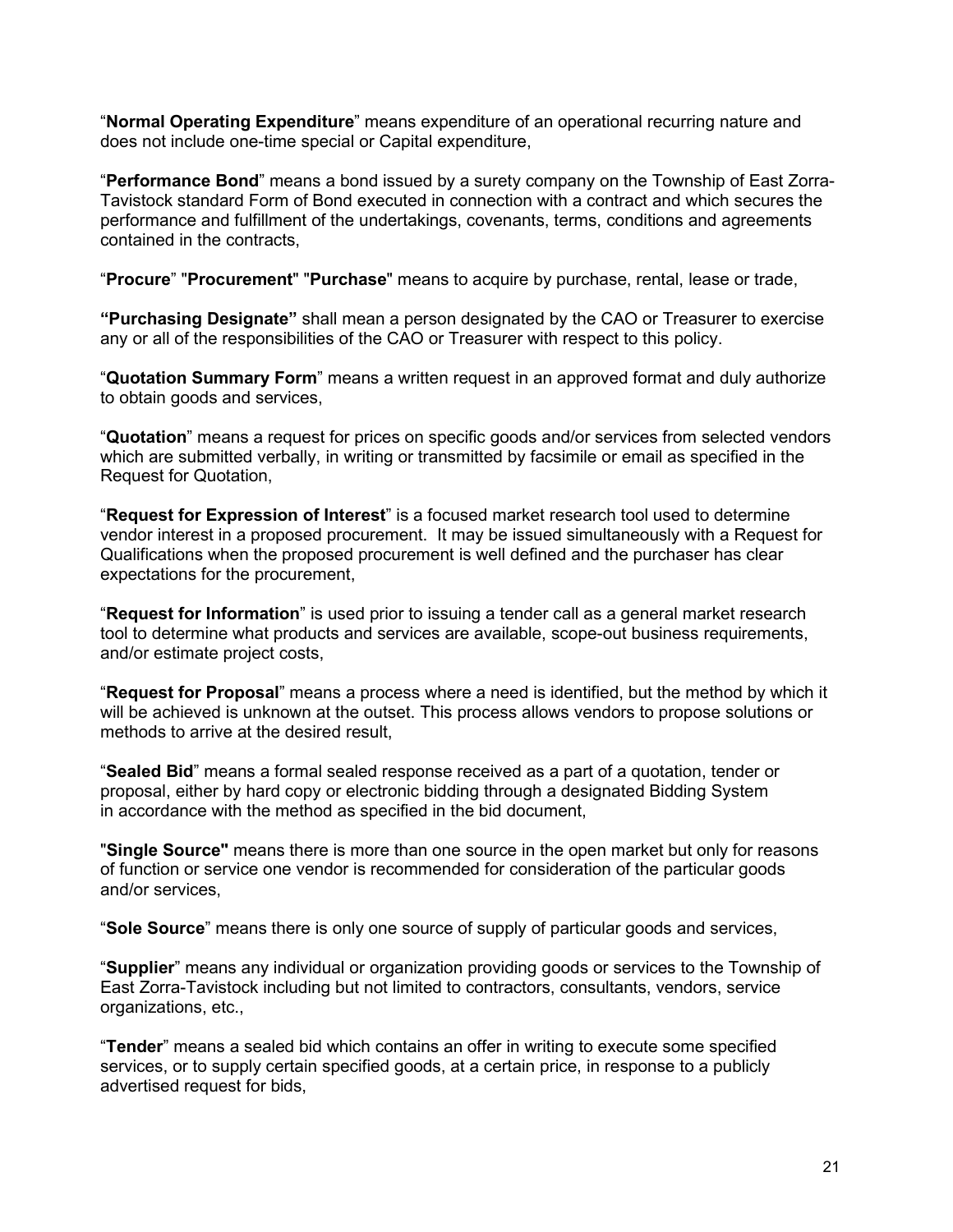“**Normal Operating Expenditure**” means expenditure of an operational recurring nature and does not include one-time special or Capital expenditure,

“**Performance Bond**” means a bond issued by a surety company on the Township of East Zorra-Tavistock standard Form of Bond executed in connection with a contract and which secures the performance and fulfillment of the undertakings, covenants, terms, conditions and agreements contained in the contracts,

“**Procure**” "**Procurement**" "**Purchase**" means to acquire by purchase, rental, lease or trade,

**“Purchasing Designate”** shall mean a person designated by the CAO or Treasurer to exercise any or all of the responsibilities of the CAO or Treasurer with respect to this policy.

“**Quotation Summary Form**” means a written request in an approved format and duly authorize to obtain goods and services,

“**Quotation**” means a request for prices on specific goods and/or services from selected vendors which are submitted verbally, in writing or transmitted by facsimile or email as specified in the Request for Quotation,

“**Request for Expression of Interest**” is a focused market research tool used to determine vendor interest in a proposed procurement. It may be issued simultaneously with a Request for Qualifications when the proposed procurement is well defined and the purchaser has clear expectations for the procurement,

“**Request for Information**” is used prior to issuing a tender call as a general market research tool to determine what products and services are available, scope-out business requirements, and/or estimate project costs,

“**Request for Proposal**” means a process where a need is identified, but the method by which it will be achieved is unknown at the outset. This process allows vendors to propose solutions or methods to arrive at the desired result,

“**Sealed Bid**” means a formal sealed response received as a part of a quotation, tender or proposal, either by hard copy or electronic bidding through a designated Bidding System in accordance with the method as specified in the bid document,

"**Single Source"** means there is more than one source in the open market but only for reasons of function or service one vendor is recommended for consideration of the particular goods and/or services,

“**Sole Source**” means there is only one source of supply of particular goods and services,

“**Supplier**” means any individual or organization providing goods or services to the Township of East Zorra-Tavistock including but not limited to contractors, consultants, vendors, service organizations, etc.,

“**Tender**” means a sealed bid which contains an offer in writing to execute some specified services, or to supply certain specified goods, at a certain price, in response to a publicly advertised request for bids,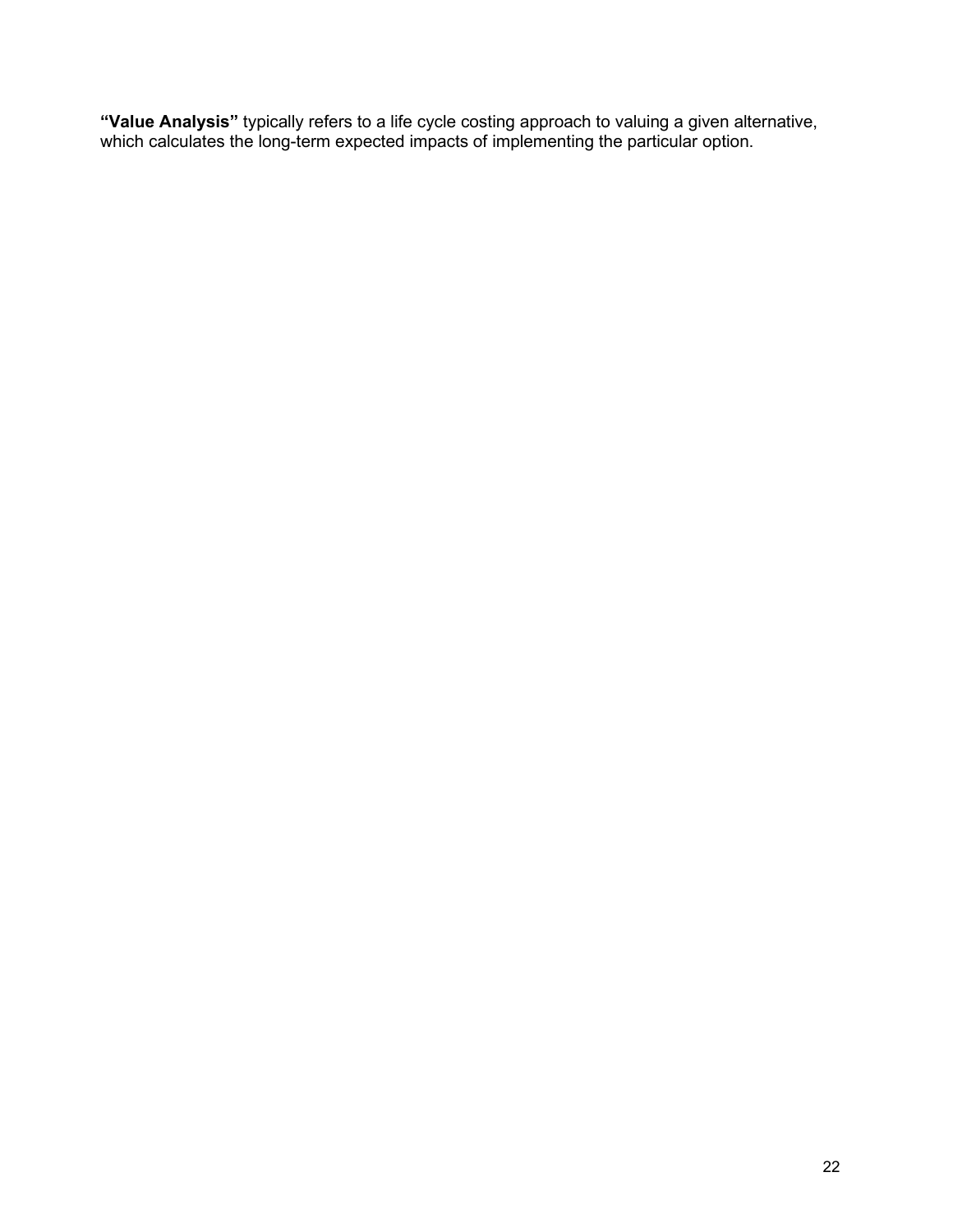**“Value Analysis”** typically refers to a life cycle costing approach to valuing a given alternative, which calculates the long-term expected impacts of implementing the particular option.